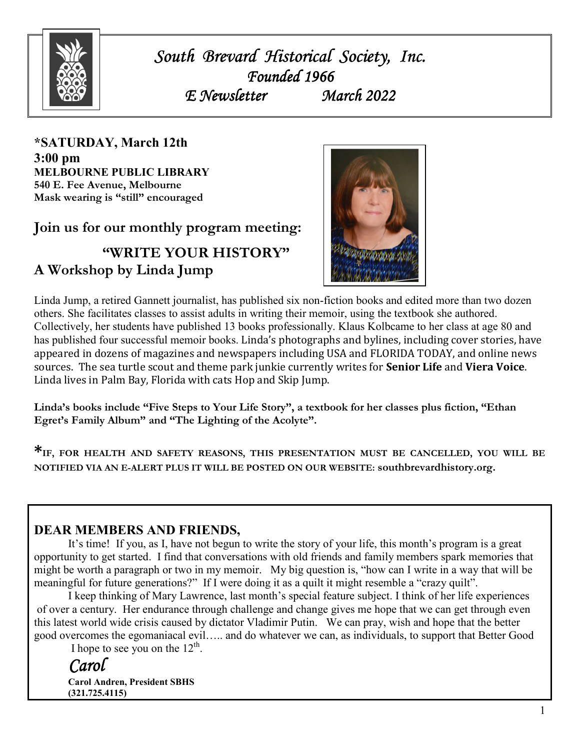// South Brevard Historical Society, Inc.

# *South Brevard Historical Society, Inc.*

*Founded 1966*

*E Newsletter March 2022*

**\*SATURDAY, March 12th**
**3:00 pm**
**MELBOURNE PUBLIC LIBRARY**
**540 E. Fee Avenue, Melbourne**
**Mask wearing is "still" encouraged**

## Join us for our monthly program meeting:

## "WRITE YOUR HISTORY"

## A Workshop by Linda Jump

Linda Jump, a retired Gannett journalist, has published six non-fiction books and edited more than two dozen others. She facilitates classes to assist adults in writing their memoir, using the textbook she authored. Collectively, her students have published 13 books professionally. Klaus Kolbcame to her class at age 80 and has published four successful memoir books. Linda's photographs and bylines, including cover stories, have appeared in dozens of magazines and newspapers including USA and FLORIDA TODAY, and online news sources. The sea turtle scout and theme park junkie currently writes for **Senior Life** and **Viera Voice**. Linda lives in Palm Bay, Florida with cats Hop and Skip Jump.

**Linda's books include "Five Steps to Your Life Story", a textbook for her classes plus fiction, "Ethan Egret's Family Album" and "The Lighting of the Acolyte".**

*IF, FOR HEALTH AND SAFETY REASONS, THIS PRESENTATION MUST BE CANCELLED, YOU WILL BE NOTIFIED VIA AN E-ALERT PLUS IT WILL BE POSTED ON OUR WEBSITE: **southbrevardhistory.org.**

## DEAR MEMBERS AND FRIENDS,

It's time! If you, as I, have not begun to write the story of your life, this month's program is a great opportunity to get started. I find that conversations with old friends and family members spark memories that might be worth a paragraph or two in my memoir. My big question is, "how can I write in a way that will be meaningful for future generations?" If I were doing it as a quilt it might resemble a "crazy quilt".

I keep thinking of Mary Lawrence, last month's special feature subject. I think of her life experiences of over a century. Her endurance through challenge and change gives me hope that we can get through even this latest world wide crisis caused by dictator Vladimir Putin. We can pray, wish and hope that the better good overcomes the egomaniacal evil….. and do whatever we can, as individuals, to support that Better Good

I hope to see you on the 12th.

*Carol*

**Carol Andren, President SBHS**
**(321.725.4115)**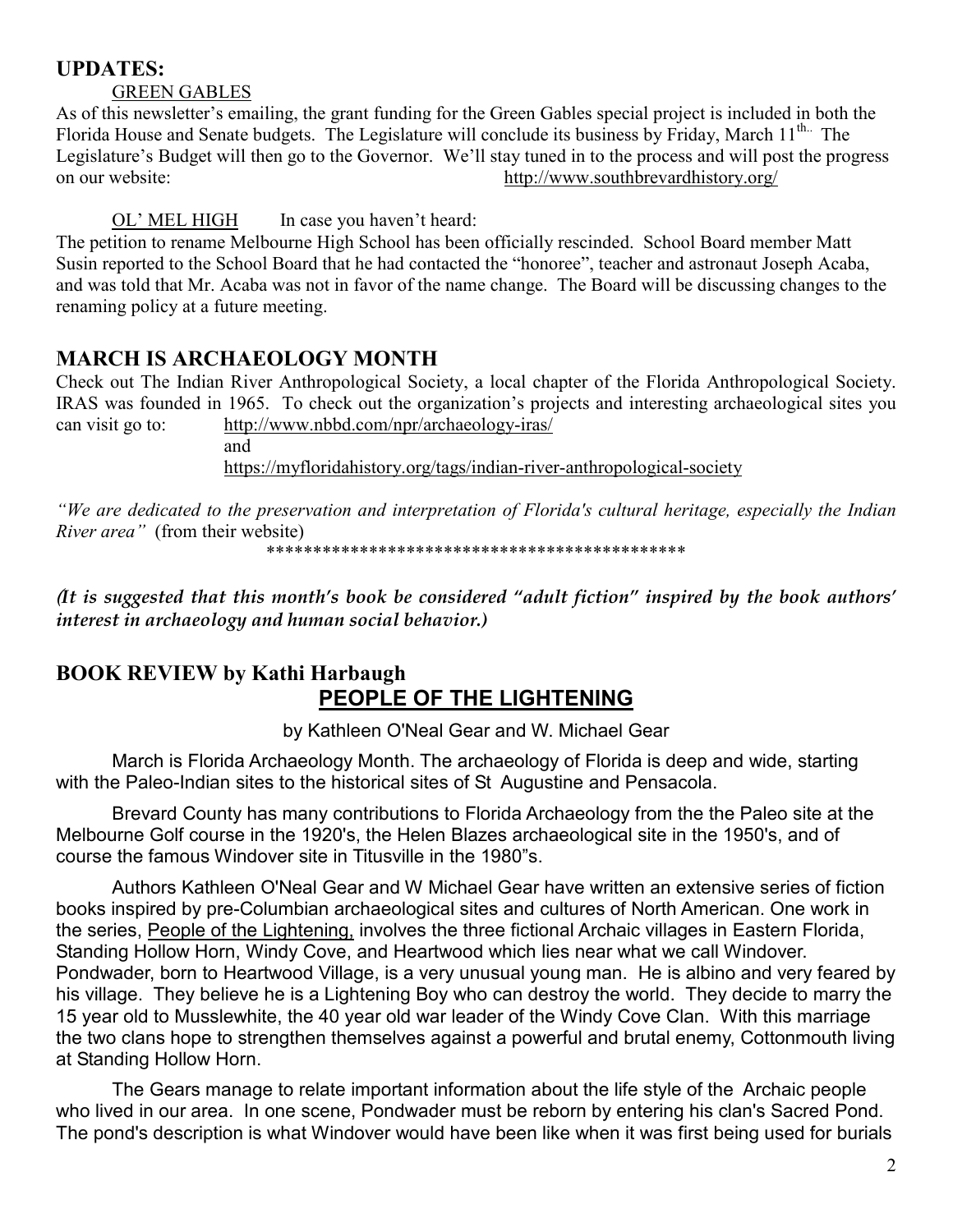## UPDATES:

GREEN GABLES

As of this newsletter's emailing, the grant funding for the Green Gables special project is included in both the Florida House and Senate budgets. The Legislature will conclude its business by Friday, March 11th.. The Legislature's Budget will then go to the Governor. We'll stay tuned in to the process and will post the progress on our website: http://www.southbrevardhistory.org/

OL' MEL HIGH In case you haven't heard:

The petition to rename Melbourne High School has been officially rescinded. School Board member Matt Susin reported to the School Board that he had contacted the "honoree", teacher and astronaut Joseph Acaba, and was told that Mr. Acaba was not in favor of the name change. The Board will be discussing changes to the renaming policy at a future meeting.

## MARCH IS ARCHAEOLOGY MONTH

Check out The Indian River Anthropological Society, a local chapter of the Florida Anthropological Society. IRAS was founded in 1965. To check out the organization's projects and interesting archaeological sites you can visit go to: http://www.nbbd.com/npr/archaeology-iras/
and
https://myfloridahistory.org/tags/indian-river-anthropological-society

*"We are dedicated to the preservation and interpretation of Florida's cultural heritage, especially the Indian River area"* (from their website)

*********************************************

***(It is suggested that this month's book be considered "adult fiction" inspired by the book authors' interest in archaeology and human social behavior.)***

## BOOK REVIEW by Kathi Harbaugh

## PEOPLE OF THE LIGHTENING

by Kathleen O'Neal Gear and W. Michael Gear

March is Florida Archaeology Month. The archaeology of Florida is deep and wide, starting with the Paleo-Indian sites to the historical sites of St Augustine and Pensacola.

Brevard County has many contributions to Florida Archaeology from the the Paleo site at the Melbourne Golf course in the 1920's, the Helen Blazes archaeological site in the 1950's, and of course the famous Windover site in Titusville in the 1980"s.

Authors Kathleen O'Neal Gear and W Michael Gear have written an extensive series of fiction books inspired by pre-Columbian archaeological sites and cultures of North American. One work in the series, People of the Lightening, involves the three fictional Archaic villages in Eastern Florida, Standing Hollow Horn, Windy Cove, and Heartwood which lies near what we call Windover. Pondwader, born to Heartwood Village, is a very unusual young man. He is albino and very feared by his village. They believe he is a Lightening Boy who can destroy the world. They decide to marry the 15 year old to Musslewhite, the 40 year old war leader of the Windy Cove Clan. With this marriage the two clans hope to strengthen themselves against a powerful and brutal enemy, Cottonmouth living at Standing Hollow Horn.

The Gears manage to relate important information about the life style of the Archaic people who lived in our area. In one scene, Pondwader must be reborn by entering his clan's Sacred Pond. The pond's description is what Windover would have been like when it was first being used for burials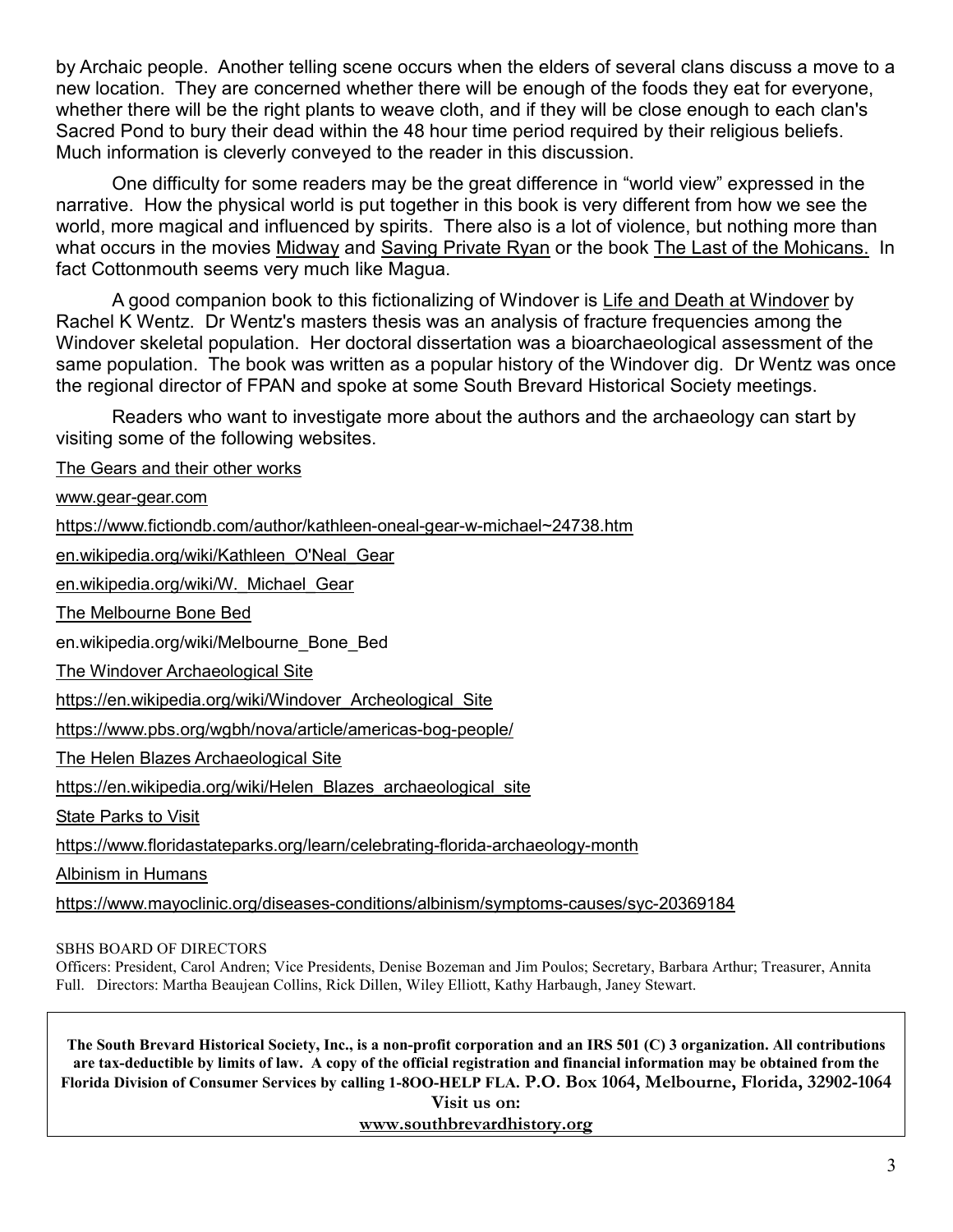by Archaic people. Another telling scene occurs when the elders of several clans discuss a move to a new location. They are concerned whether there will be enough of the foods they eat for everyone, whether there will be the right plants to weave cloth, and if they will be close enough to each clan's Sacred Pond to bury their dead within the 48 hour time period required by their religious beliefs. Much information is cleverly conveyed to the reader in this discussion.

One difficulty for some readers may be the great difference in "world view" expressed in the narrative. How the physical world is put together in this book is very different from how we see the world, more magical and influenced by spirits. There also is a lot of violence, but nothing more than what occurs in the movies Midway and Saving Private Ryan or the book The Last of the Mohicans. In fact Cottonmouth seems very much like Magua.

A good companion book to this fictionalizing of Windover is Life and Death at Windover by Rachel K Wentz. Dr Wentz's masters thesis was an analysis of fracture frequencies among the Windover skeletal population. Her doctoral dissertation was a bioarchaeological assessment of the same population. The book was written as a popular history of the Windover dig. Dr Wentz was once the regional director of FPAN and spoke at some South Brevard Historical Society meetings.

Readers who want to investigate more about the authors and the archaeology can start by visiting some of the following websites.

The Gears and their other works

www.gear-gear.com

https://www.fictiondb.com/author/kathleen-oneal-gear-w-michael~24738.htm

en.wikipedia.org/wiki/Kathleen_O'Neal_Gear

en.wikipedia.org/wiki/W._Michael_Gear

The Melbourne Bone Bed

en.wikipedia.org/wiki/Melbourne_Bone_Bed

The Windover Archaeological Site

https://en.wikipedia.org/wiki/Windover_Archeological_Site

https://www.pbs.org/wgbh/nova/article/americas-bog-people/

The Helen Blazes Archaeological Site

https://en.wikipedia.org/wiki/Helen_Blazes_archaeological_site

State Parks to Visit

https://www.floridastateparks.org/learn/celebrating-florida-archaeology-month

Albinism in Humans

https://www.mayoclinic.org/diseases-conditions/albinism/symptoms-causes/syc-20369184

SBHS BOARD OF DIRECTORS

Officers: President, Carol Andren; Vice Presidents, Denise Bozeman and Jim Poulos; Secretary, Barbara Arthur; Treasurer, Annita Full. Directors: Martha Beaujean Collins, Rick Dillen, Wiley Elliott, Kathy Harbaugh, Janey Stewart.

**The South Brevard Historical Society, Inc., is a non-profit corporation and an IRS 501 (C) 3 organization. All contributions are tax-deductible by limits of law. A copy of the official registration and financial information may be obtained from the Florida Division of Consumer Services by calling 1-8OO-HELP FLA. P.O. Box 1064, Melbourne, Florida, 32902-1064**

**Visit us on:**

**www.southbrevardhistory.org**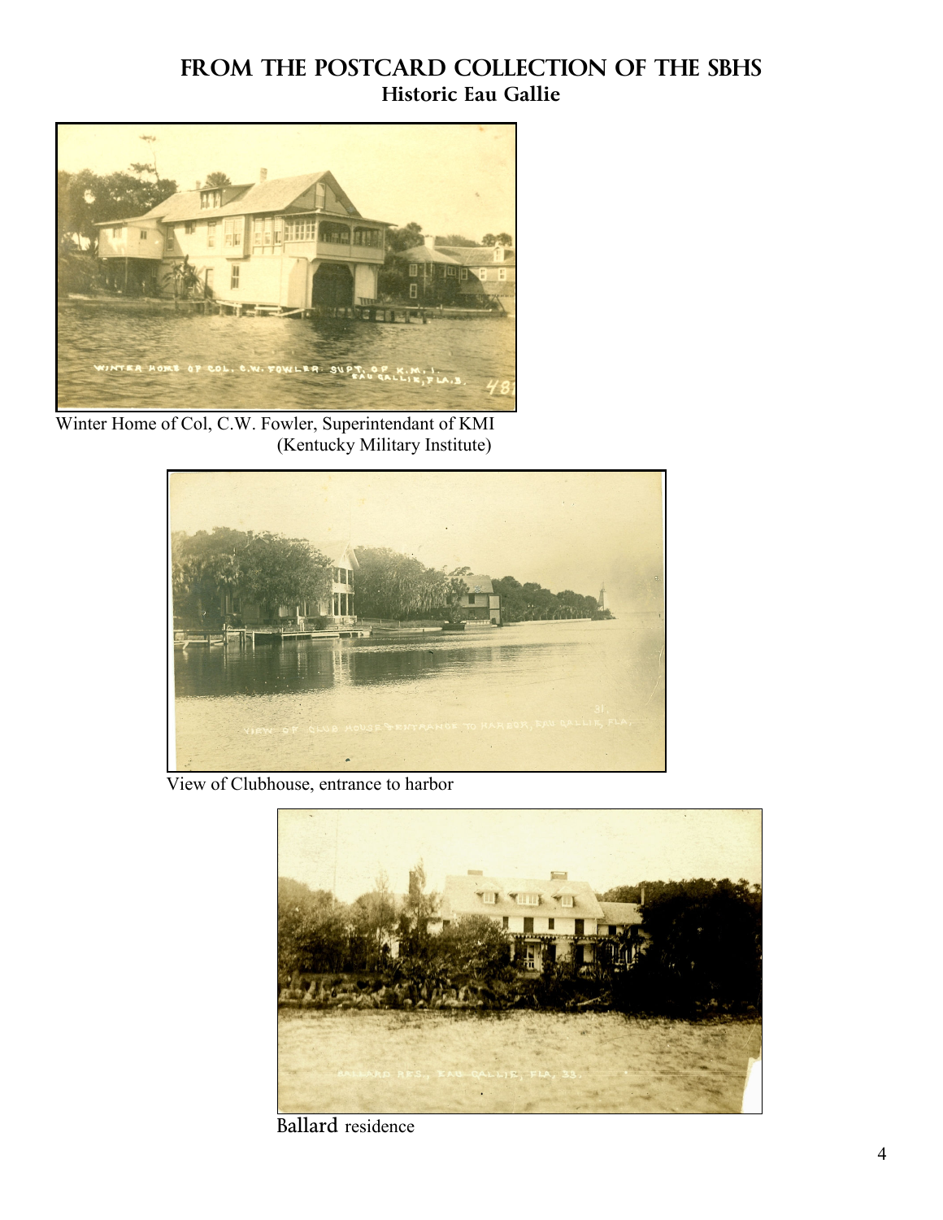## FROM THE POSTCARD COLLECTION OF THE SBHS

### Historic Eau Gallie

Winter Home of Col, C.W. Fowler, Superintendant of KMI (Kentucky Military Institute)

View of Clubhouse, entrance to harbor

Ballard residence